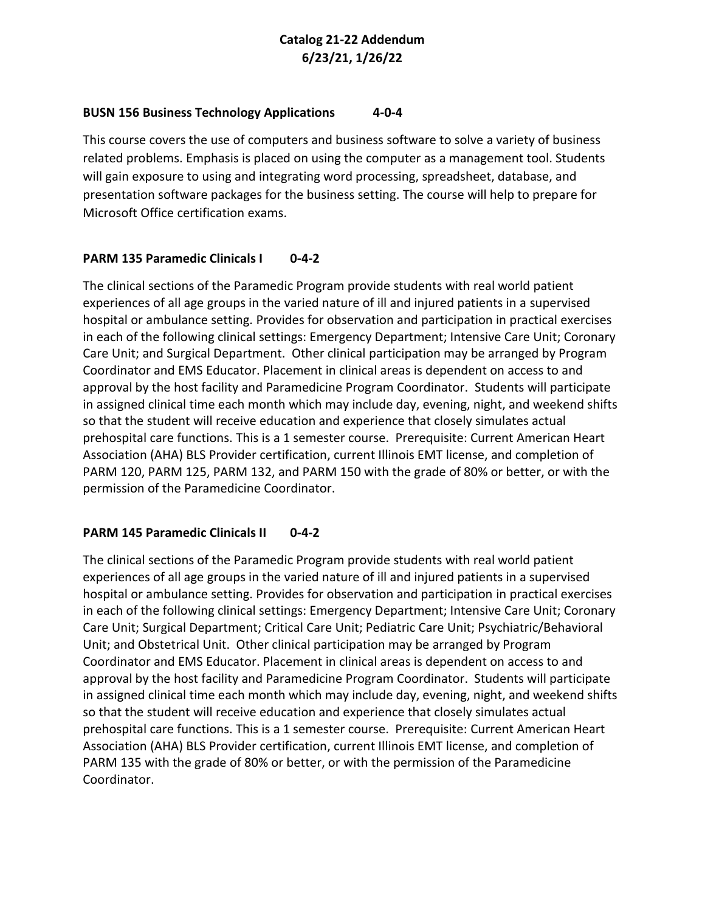# Catalog 21-22 Addendum
## 6/23/21, 1/26/22

**BUSN 156 Business Technology Applications 4-0-4**

This course covers the use of computers and business software to solve a variety of business related problems. Emphasis is placed on using the computer as a management tool. Students will gain exposure to using and integrating word processing, spreadsheet, database, and presentation software packages for the business setting. The course will help to prepare for Microsoft Office certification exams.

**PARM 135 Paramedic Clinicals I 0-4-2**

The clinical sections of the Paramedic Program provide students with real world patient experiences of all age groups in the varied nature of ill and injured patients in a supervised hospital or ambulance setting. Provides for observation and participation in practical exercises in each of the following clinical settings: Emergency Department; Intensive Care Unit; Coronary Care Unit; and Surgical Department. Other clinical participation may be arranged by Program Coordinator and EMS Educator. Placement in clinical areas is dependent on access to and approval by the host facility and Paramedicine Program Coordinator. Students will participate in assigned clinical time each month which may include day, evening, night, and weekend shifts so that the student will receive education and experience that closely simulates actual prehospital care functions. This is a 1 semester course. Prerequisite: Current American Heart Association (AHA) BLS Provider certification, current Illinois EMT license, and completion of PARM 120, PARM 125, PARM 132, and PARM 150 with the grade of 80% or better, or with the permission of the Paramedicine Coordinator.

**PARM 145 Paramedic Clinicals II 0-4-2**

The clinical sections of the Paramedic Program provide students with real world patient experiences of all age groups in the varied nature of ill and injured patients in a supervised hospital or ambulance setting. Provides for observation and participation in practical exercises in each of the following clinical settings: Emergency Department; Intensive Care Unit; Coronary Care Unit; Surgical Department; Critical Care Unit; Pediatric Care Unit; Psychiatric/Behavioral Unit; and Obstetrical Unit. Other clinical participation may be arranged by Program Coordinator and EMS Educator. Placement in clinical areas is dependent on access to and approval by the host facility and Paramedicine Program Coordinator. Students will participate in assigned clinical time each month which may include day, evening, night, and weekend shifts so that the student will receive education and experience that closely simulates actual prehospital care functions. This is a 1 semester course. Prerequisite: Current American Heart Association (AHA) BLS Provider certification, current Illinois EMT license, and completion of PARM 135 with the grade of 80% or better, or with the permission of the Paramedicine Coordinator.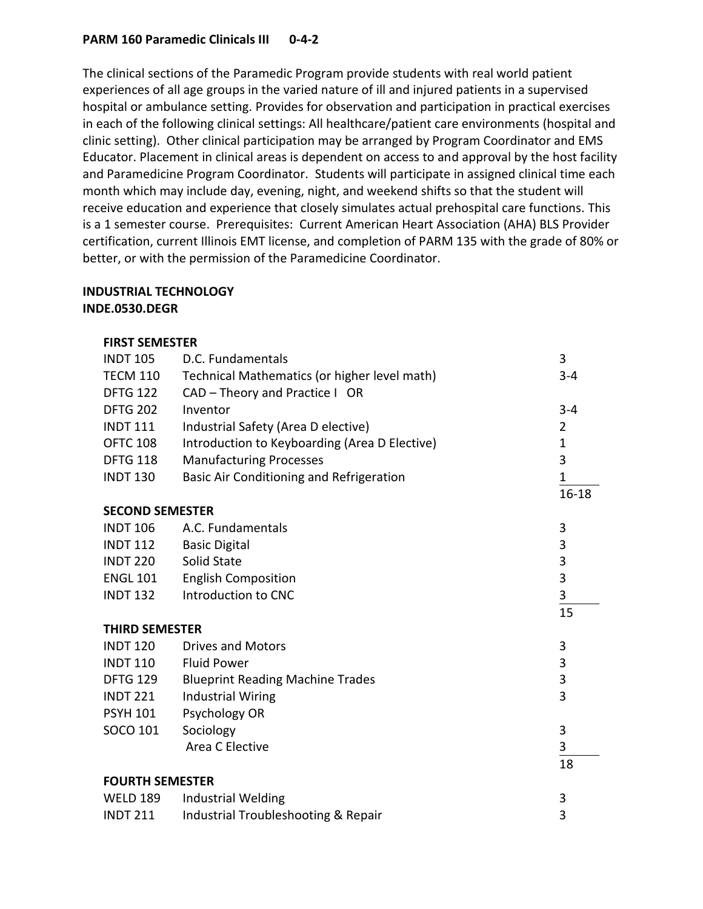**PARM 160 Paramedic Clinicals III 0-4-2**

The clinical sections of the Paramedic Program provide students with real world patient experiences of all age groups in the varied nature of ill and injured patients in a supervised hospital or ambulance setting. Provides for observation and participation in practical exercises in each of the following clinical settings: All healthcare/patient care environments (hospital and clinic setting). Other clinical participation may be arranged by Program Coordinator and EMS Educator. Placement in clinical areas is dependent on access to and approval by the host facility and Paramedicine Program Coordinator. Students will participate in assigned clinical time each month which may include day, evening, night, and weekend shifts so that the student will receive education and experience that closely simulates actual prehospital care functions. This is a 1 semester course. Prerequisites: Current American Heart Association (AHA) BLS Provider certification, current Illinois EMT license, and completion of PARM 135 with the grade of 80% or better, or with the permission of the Paramedicine Coordinator.

**INDUSTRIAL TECHNOLOGY**
**INDE.0530.DEGR**

**FIRST SEMESTER**

| | | |
|---|---|---|
| INDT 105 | D.C. Fundamentals | 3 |
| TECM 110 | Technical Mathematics (or higher level math) | 3-4 |
| DFTG 122 | CAD – Theory and Practice I OR | |
| DFTG 202 | Inventor | 3-4 |
| INDT 111 | Industrial Safety (Area D elective) | 2 |
| OFTC 108 | Introduction to Keyboarding (Area D Elective) | 1 |
| DFTG 118 | Manufacturing Processes | 3 |
| INDT 130 | Basic Air Conditioning and Refrigeration | 1 |
| | | 16-18 |

**SECOND SEMESTER**

| | | |
|---|---|---|
| INDT 106 | A.C. Fundamentals | 3 |
| INDT 112 | Basic Digital | 3 |
| INDT 220 | Solid State | 3 |
| ENGL 101 | English Composition | 3 |
| INDT 132 | Introduction to CNC | 3 |
| | | 15 |

**THIRD SEMESTER**

| | | |
|---|---|---|
| INDT 120 | Drives and Motors | 3 |
| INDT 110 | Fluid Power | 3 |
| DFTG 129 | Blueprint Reading Machine Trades | 3 |
| INDT 221 | Industrial Wiring | 3 |
| PSYH 101 | Psychology OR | |
| SOCO 101 | Sociology | 3 |
| | Area C Elective | 3 |
| | | 18 |

**FOURTH SEMESTER**

| | | |
|---|---|---|
| WELD 189 | Industrial Welding | 3 |
| INDT 211 | Industrial Troubleshooting & Repair | 3 |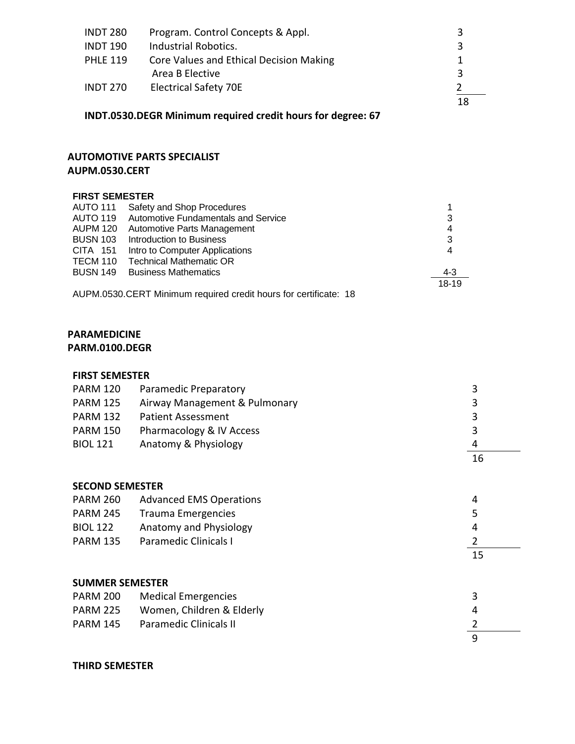| | | |
|---|---|---|
| INDT 280 | Program. Control Concepts & Appl. | 3 |
| INDT 190 | Industrial Robotics. | 3 |
| PHLE 119 | Core Values and Ethical Decision Making | 1 |
| | Area B Elective | 3 |
| INDT 270 | Electrical Safety 70E | 2 |
| | | 18 |

**INDT.0530.DEGR Minimum required credit hours for degree: 67**

## AUTOMOTIVE PARTS SPECIALIST
## AUPM.0530.CERT

**FIRST SEMESTER**

| | | |
|---|---|---|
| AUTO 111 | Safety and Shop Procedures | 1 |
| AUTO 119 | Automotive Fundamentals and Service | 3 |
| AUPM 120 | Automotive Parts Management | 4 |
| BUSN 103 | Introduction to Business | 3 |
| CITA 151 | Intro to Computer Applications | 4 |
| TECM 110 | Technical Mathematic OR | |
| BUSN 149 | Business Mathematics | 4-3 |
| | | 18-19 |

AUPM.0530.CERT Minimum required credit hours for certificate: 18

## PARAMEDICINE
## PARM.0100.DEGR

**FIRST SEMESTER**

| | | |
|---|---|---|
| PARM 120 | Paramedic Preparatory | 3 |
| PARM 125 | Airway Management & Pulmonary | 3 |
| PARM 132 | Patient Assessment | 3 |
| PARM 150 | Pharmacology & IV Access | 3 |
| BIOL 121 | Anatomy & Physiology | 4 |
| | | 16 |

**SECOND SEMESTER**

| | | |
|---|---|---|
| PARM 260 | Advanced EMS Operations | 4 |
| PARM 245 | Trauma Emergencies | 5 |
| BIOL 122 | Anatomy and Physiology | 4 |
| PARM 135 | Paramedic Clinicals I | 2 |
| | | 15 |

**SUMMER SEMESTER**

| | | |
|---|---|---|
| PARM 200 | Medical Emergencies | 3 |
| PARM 225 | Women, Children & Elderly | 4 |
| PARM 145 | Paramedic Clinicals II | 2 |
| | | 9 |

**THIRD SEMESTER**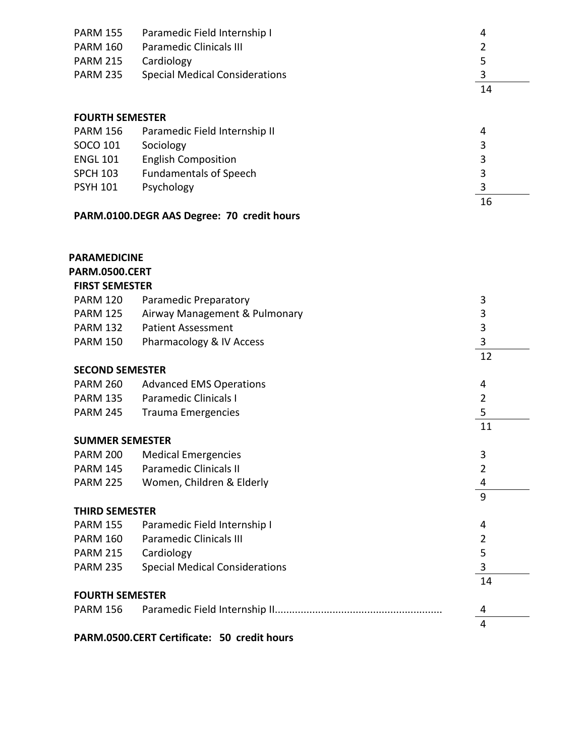| | | |
|---|---|---|
| PARM 155 | Paramedic Field Internship I | 4 |
| PARM 160 | Paramedic Clinicals III | 2 |
| PARM 215 | Cardiology | 5 |
| PARM 235 | Special Medical Considerations | 3 |
| | | 14 |

**FOURTH SEMESTER**

| | | |
|---|---|---|
| PARM 156 | Paramedic Field Internship II | 4 |
| SOCO 101 | Sociology | 3 |
| ENGL 101 | English Composition | 3 |
| SPCH 103 | Fundamentals of Speech | 3 |
| PSYH 101 | Psychology | 3 |
| | | 16 |

**PARM.0100.DEGR AAS Degree: 70 credit hours**

**PARAMEDICINE**

**PARM.0500.CERT**

**FIRST SEMESTER**

| | | |
|---|---|---|
| PARM 120 | Paramedic Preparatory | 3 |
| PARM 125 | Airway Management & Pulmonary | 3 |
| PARM 132 | Patient Assessment | 3 |
| PARM 150 | Pharmacology & IV Access | 3 |
| | | 12 |

**SECOND SEMESTER**

| | | |
|---|---|---|
| PARM 260 | Advanced EMS Operations | 4 |
| PARM 135 | Paramedic Clinicals I | 2 |
| PARM 245 | Trauma Emergencies | 5 |
| | | 11 |

**SUMMER SEMESTER**

| | | |
|---|---|---|
| PARM 200 | Medical Emergencies | 3 |
| PARM 145 | Paramedic Clinicals II | 2 |
| PARM 225 | Women, Children & Elderly | 4 |
| | | 9 |

**THIRD SEMESTER**

| | | |
|---|---|---|
| PARM 155 | Paramedic Field Internship I | 4 |
| PARM 160 | Paramedic Clinicals III | 2 |
| PARM 215 | Cardiology | 5 |
| PARM 235 | Special Medical Considerations | 3 |
| | | 14 |

**FOURTH SEMESTER**

| | | |
|---|---|---|
| PARM 156 | Paramedic Field Internship II......................................................... | 4 |
| | | 4 |

**PARM.0500.CERT Certificate: 50 credit hours**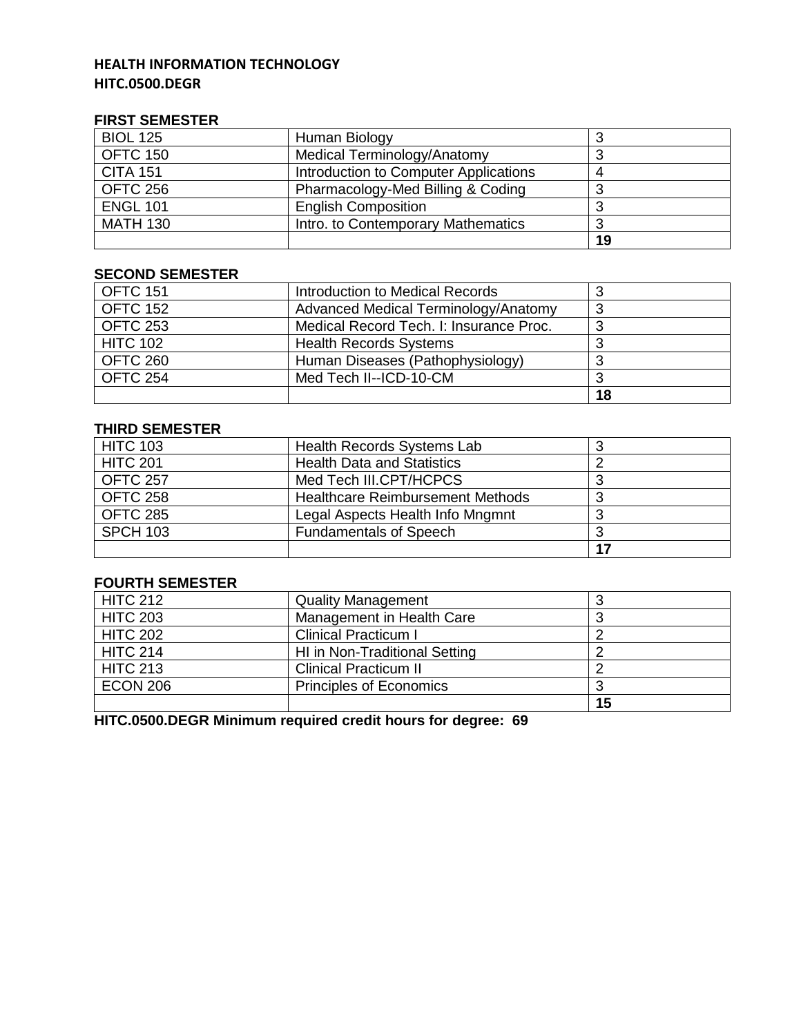**HEALTH INFORMATION TECHNOLOGY**
**HITC.0500.DEGR**

**FIRST SEMESTER**

| | | |
|---|---|---|
| BIOL 125 | Human Biology | 3 |
| OFTC 150 | Medical Terminology/Anatomy | 3 |
| CITA 151 | Introduction to Computer Applications | 4 |
| OFTC 256 | Pharmacology-Med Billing & Coding | 3 |
| ENGL 101 | English Composition | 3 |
| MATH 130 | Intro. to Contemporary Mathematics | 3 |
| | | **19** |

**SECOND SEMESTER**

| | | |
|---|---|---|
| OFTC 151 | Introduction to Medical Records | 3 |
| OFTC 152 | Advanced Medical Terminology/Anatomy | 3 |
| OFTC 253 | Medical Record Tech. I: Insurance Proc. | 3 |
| HITC 102 | Health Records Systems | 3 |
| OFTC 260 | Human Diseases (Pathophysiology) | 3 |
| OFTC 254 | Med Tech II--ICD-10-CM | 3 |
| | | **18** |

**THIRD SEMESTER**

| | | |
|---|---|---|
| HITC 103 | Health Records Systems Lab | 3 |
| HITC 201 | Health Data and Statistics | 2 |
| OFTC 257 | Med Tech III.CPT/HCPCS | 3 |
| OFTC 258 | Healthcare Reimbursement Methods | 3 |
| OFTC 285 | Legal Aspects Health Info Mngmnt | 3 |
| SPCH 103 | Fundamentals of Speech | 3 |
| | | **17** |

**FOURTH SEMESTER**

| | | |
|---|---|---|
| HITC 212 | Quality Management | 3 |
| HITC 203 | Management in Health Care | 3 |
| HITC 202 | Clinical Practicum I | 2 |
| HITC 214 | HI in Non-Traditional Setting | 2 |
| HITC 213 | Clinical Practicum II | 2 |
| ECON 206 | Principles of Economics | 3 |
| | | **15** |

**HITC.0500.DEGR Minimum required credit hours for degree: 69**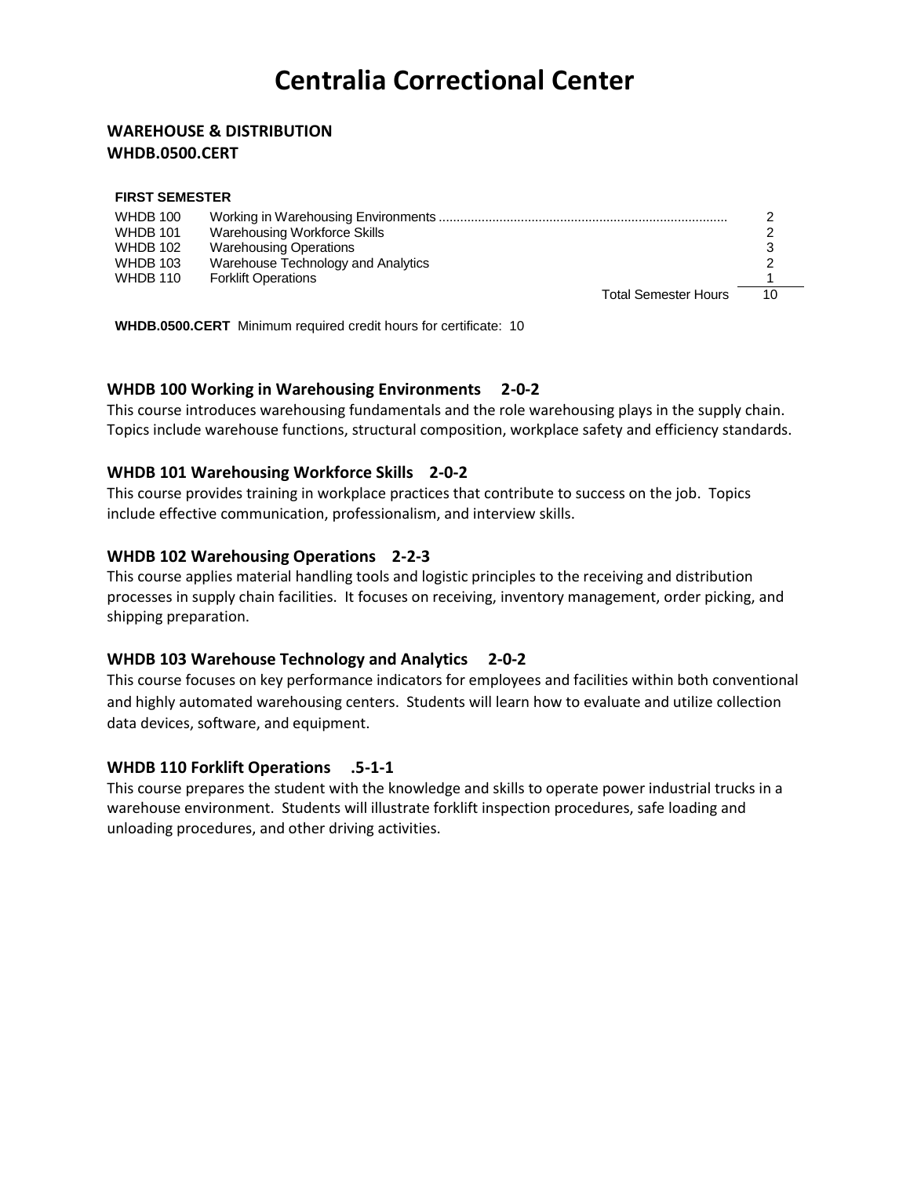# Centralia Correctional Center

## WAREHOUSE & DISTRIBUTION
## WHDB.0500.CERT

**FIRST SEMESTER**

| | | |
|---|---|---|
| WHDB 100 | Working in Warehousing Environments | 2 |
| WHDB 101 | Warehousing Workforce Skills | 2 |
| WHDB 102 | Warehousing Operations | 3 |
| WHDB 103 | Warehouse Technology and Analytics | 2 |
| WHDB 110 | Forklift Operations | 1 |
| | Total Semester Hours | 10 |

**WHDB.0500.CERT** Minimum required credit hours for certificate: 10

### WHDB 100 Working in Warehousing Environments 2-0-2

This course introduces warehousing fundamentals and the role warehousing plays in the supply chain. Topics include warehouse functions, structural composition, workplace safety and efficiency standards.

### WHDB 101 Warehousing Workforce Skills 2-0-2

This course provides training in workplace practices that contribute to success on the job. Topics include effective communication, professionalism, and interview skills.

### WHDB 102 Warehousing Operations 2-2-3

This course applies material handling tools and logistic principles to the receiving and distribution processes in supply chain facilities. It focuses on receiving, inventory management, order picking, and shipping preparation.

### WHDB 103 Warehouse Technology and Analytics 2-0-2

This course focuses on key performance indicators for employees and facilities within both conventional and highly automated warehousing centers. Students will learn how to evaluate and utilize collection data devices, software, and equipment.

### WHDB 110 Forklift Operations .5-1-1

This course prepares the student with the knowledge and skills to operate power industrial trucks in a warehouse environment. Students will illustrate forklift inspection procedures, safe loading and unloading procedures, and other driving activities.